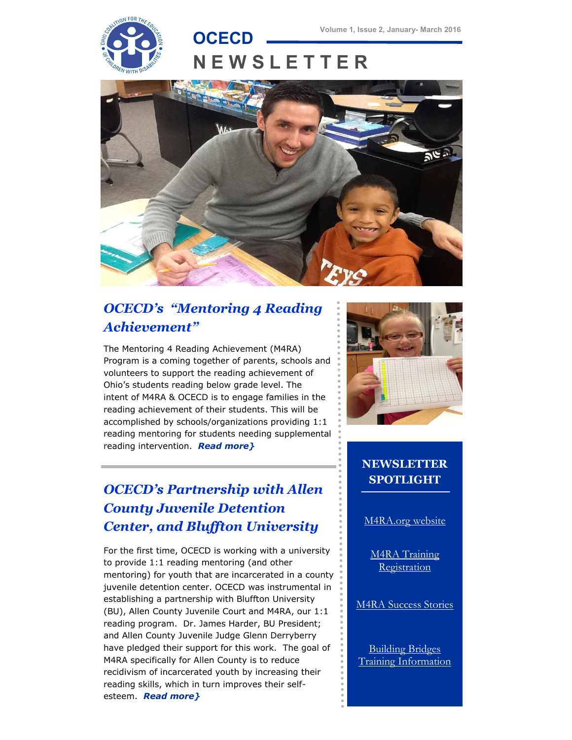# OCECD NEWSLETTER

Volume 1, Issue 2, January- March 2016

## *OCECD's "Mentoring 4 Reading Achievement"*

The Mentoring 4 Reading Achievement (M4RA) Program is a coming together of parents, schools and volunteers to support the reading achievement of Ohio's students reading below grade level. The intent of M4RA & OCECD is to engage families in the reading achievement of their students. This will be accomplished by schools/organizations providing 1:1 reading mentoring for students needing supplemental reading intervention. ***Read more}***

## *OCECD's Partnership with Allen County Juvenile Detention Center, and Bluffton University*

For the first time, OCECD is working with a university to provide 1:1 reading mentoring (and other mentoring) for youth that are incarcerated in a county juvenile detention center. OCECD was instrumental in establishing a partnership with Bluffton University (BU), Allen County Juvenile Court and M4RA, our 1:1 reading program. Dr. James Harder, BU President; and Allen County Juvenile Judge Glenn Derryberry have pledged their support for this work. The goal of M4RA specifically for Allen County is to reduce recidivism of incarcerated youth by increasing their reading skills, which in turn improves their self-esteem. ***Read more}***

### NEWSLETTER SPOTLIGHT

- M4RA.org website
- M4RA Training Registration
- M4RA Success Stories
- Building Bridges Training Information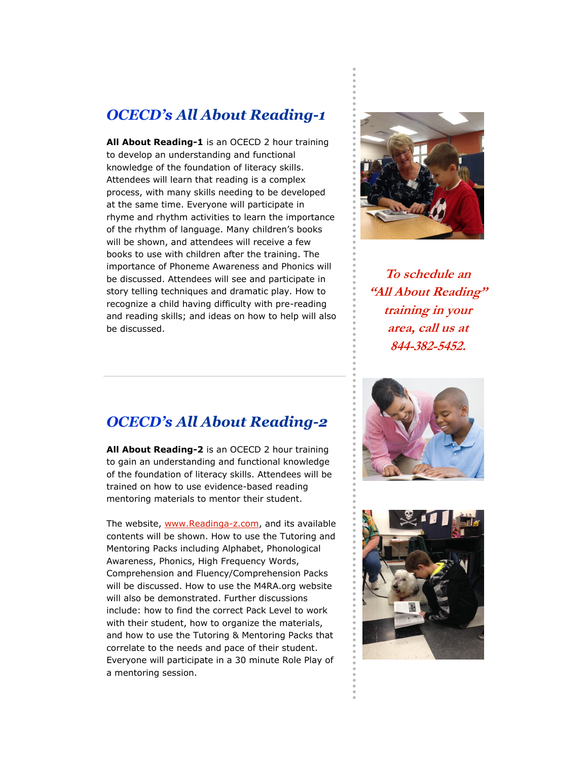## *OCECD's All About Reading-1*

**All About Reading-1** is an OCECD 2 hour training to develop an understanding and functional knowledge of the foundation of literacy skills. Attendees will learn that reading is a complex process, with many skills needing to be developed at the same time. Everyone will participate in rhyme and rhythm activities to learn the importance of the rhythm of language. Many children's books will be shown, and attendees will receive a few books to use with children after the training. The importance of Phoneme Awareness and Phonics will be discussed. Attendees will see and participate in story telling techniques and dramatic play. How to recognize a child having difficulty with pre-reading and reading skills; and ideas on how to help will also be discussed.

*To schedule an "All About Reading" training in your area, call us at 844-382-5452.*

---

## *OCECD's All About Reading-2*

**All About Reading-2** is an OCECD 2 hour training to gain an understanding and functional knowledge of the foundation of literacy skills. Attendees will be trained on how to use evidence-based reading mentoring materials to mentor their student.

The website, www.Readinga-z.com, and its available contents will be shown. How to use the Tutoring and Mentoring Packs including Alphabet, Phonological Awareness, Phonics, High Frequency Words, Comprehension and Fluency/Comprehension Packs will be discussed. How to use the M4RA.org website will also be demonstrated. Further discussions include: how to find the correct Pack Level to work with their student, how to organize the materials, and how to use the Tutoring & Mentoring Packs that correlate to the needs and pace of their student. Everyone will participate in a 30 minute Role Play of a mentoring session.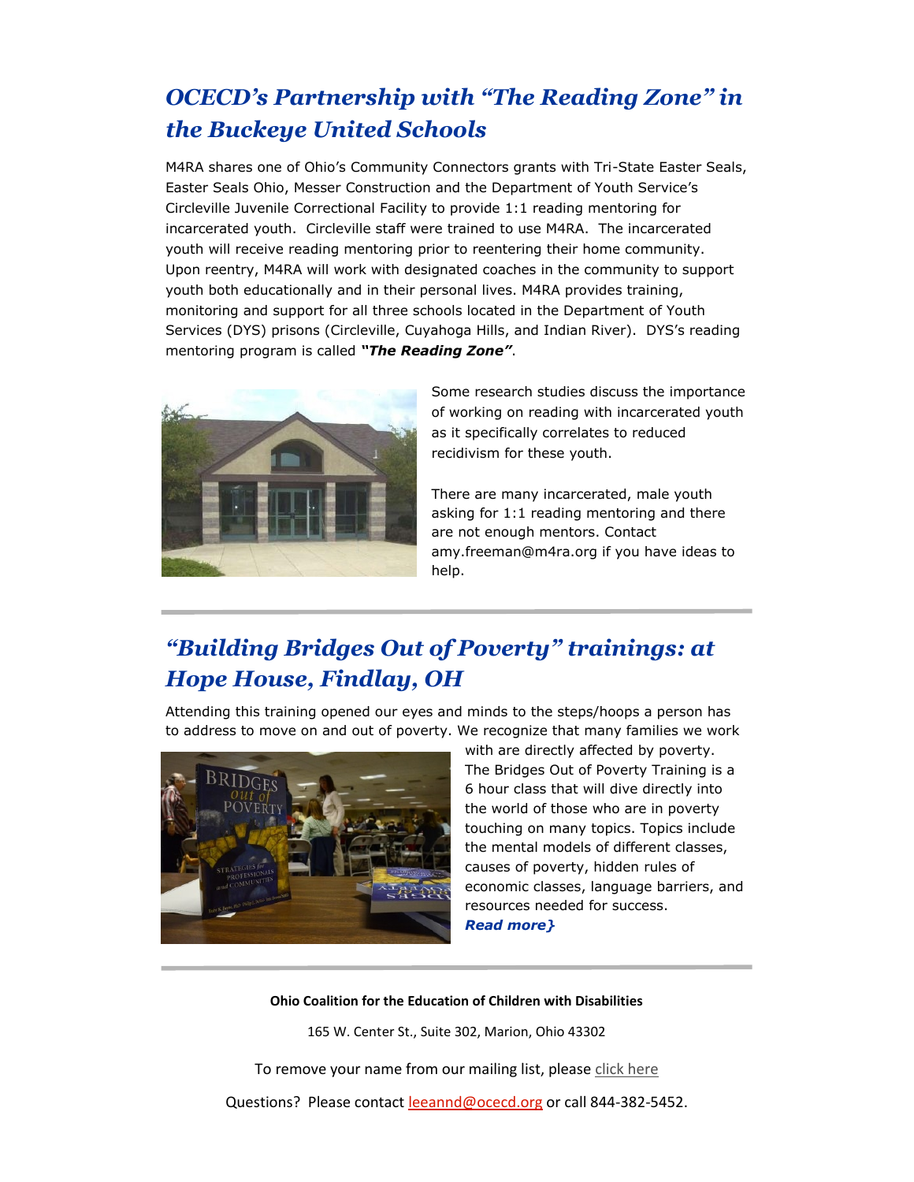## *OCECD's Partnership with "The Reading Zone" in the Buckeye United Schools*

M4RA shares one of Ohio's Community Connectors grants with Tri-State Easter Seals, Easter Seals Ohio, Messer Construction and the Department of Youth Service's Circleville Juvenile Correctional Facility to provide 1:1 reading mentoring for incarcerated youth. Circleville staff were trained to use M4RA. The incarcerated youth will receive reading mentoring prior to reentering their home community. Upon reentry, M4RA will work with designated coaches in the community to support youth both educationally and in their personal lives. M4RA provides training, monitoring and support for all three schools located in the Department of Youth Services (DYS) prisons (Circleville, Cuyahoga Hills, and Indian River). DYS's reading mentoring program is called ***"The Reading Zone"***.

Some research studies discuss the importance of working on reading with incarcerated youth as it specifically correlates to reduced recidivism for these youth.

There are many incarcerated, male youth asking for 1:1 reading mentoring and there are not enough mentors. Contact amy.freeman@m4ra.org if you have ideas to help.

---

## *"Building Bridges Out of Poverty" trainings: at Hope House, Findlay, OH*

Attending this training opened our eyes and minds to the steps/hoops a person has to address to move on and out of poverty. We recognize that many families we work with are directly affected by poverty. The Bridges Out of Poverty Training is a 6 hour class that will dive directly into the world of those who are in poverty touching on many topics. Topics include the mental models of different classes, causes of poverty, hidden rules of economic classes, language barriers, and resources needed for success.
***Read more}***

---

**Ohio Coalition for the Education of Children with Disabilities**

165 W. Center St., Suite 302, Marion, Ohio 43302

To remove your name from our mailing list, please click here

Questions? Please contact leeannd@ocecd.org or call 844-382-5452.